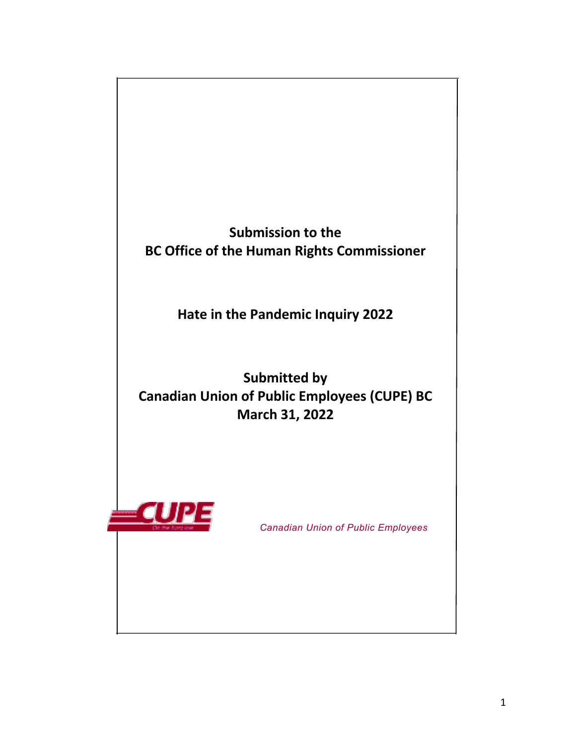# Submission to the BC Office of the Human Rights Commissioner

## Hate in the Pandemic Inquiry 2022

**Submitted by**
**Canadian Union of Public Employees (CUPE) BC**
**March 31, 2022**

CUPE

*Canadian Union of Public Employees*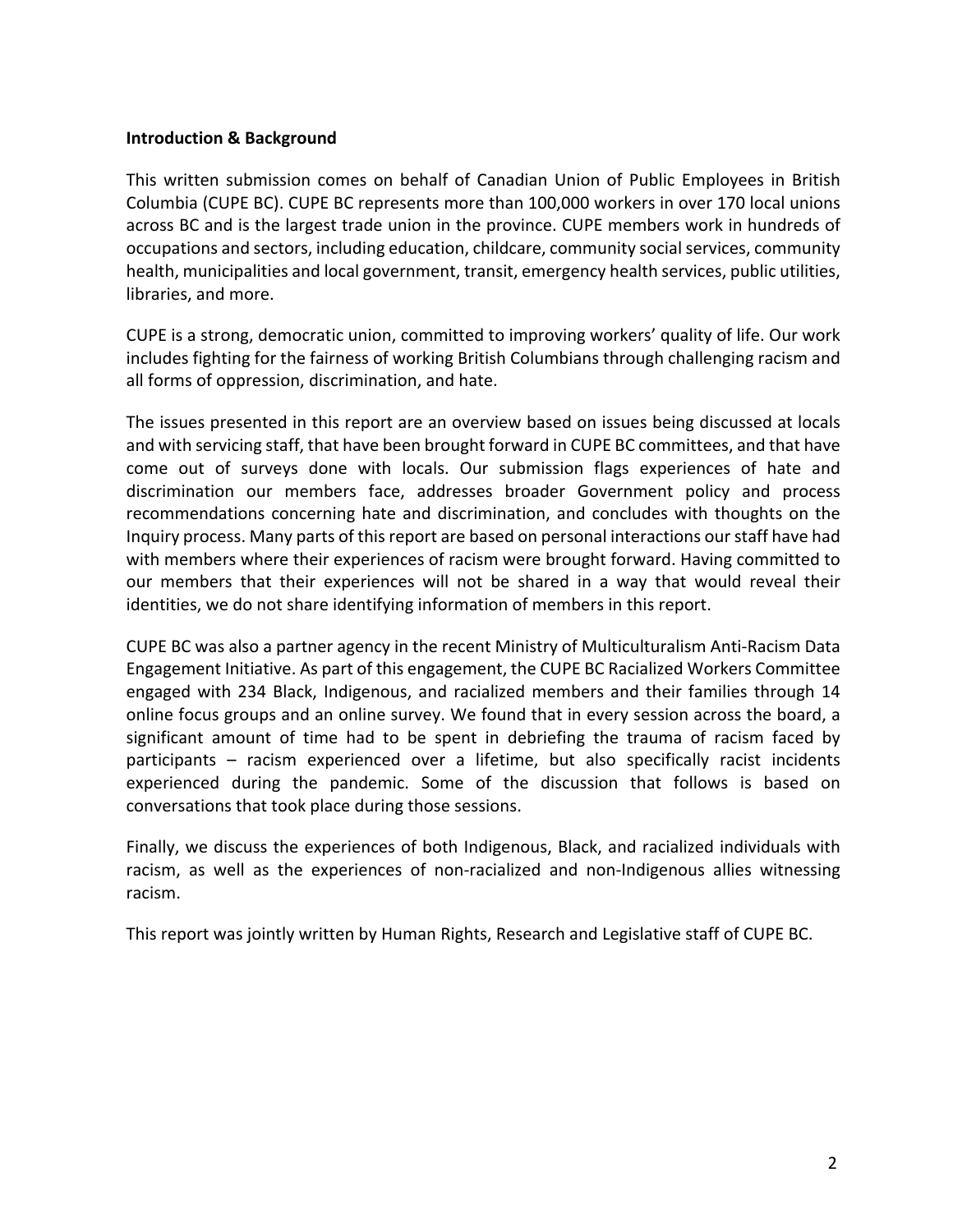**Introduction & Background**

This written submission comes on behalf of Canadian Union of Public Employees in British Columbia (CUPE BC). CUPE BC represents more than 100,000 workers in over 170 local unions across BC and is the largest trade union in the province. CUPE members work in hundreds of occupations and sectors, including education, childcare, community social services, community health, municipalities and local government, transit, emergency health services, public utilities, libraries, and more.

CUPE is a strong, democratic union, committed to improving workers' quality of life. Our work includes fighting for the fairness of working British Columbians through challenging racism and all forms of oppression, discrimination, and hate.

The issues presented in this report are an overview based on issues being discussed at locals and with servicing staff, that have been brought forward in CUPE BC committees, and that have come out of surveys done with locals. Our submission flags experiences of hate and discrimination our members face, addresses broader Government policy and process recommendations concerning hate and discrimination, and concludes with thoughts on the Inquiry process. Many parts of this report are based on personal interactions our staff have had with members where their experiences of racism were brought forward. Having committed to our members that their experiences will not be shared in a way that would reveal their identities, we do not share identifying information of members in this report.

CUPE BC was also a partner agency in the recent Ministry of Multiculturalism Anti-Racism Data Engagement Initiative. As part of this engagement, the CUPE BC Racialized Workers Committee engaged with 234 Black, Indigenous, and racialized members and their families through 14 online focus groups and an online survey. We found that in every session across the board, a significant amount of time had to be spent in debriefing the trauma of racism faced by participants – racism experienced over a lifetime, but also specifically racist incidents experienced during the pandemic. Some of the discussion that follows is based on conversations that took place during those sessions.

Finally, we discuss the experiences of both Indigenous, Black, and racialized individuals with racism, as well as the experiences of non-racialized and non-Indigenous allies witnessing racism.

This report was jointly written by Human Rights, Research and Legislative staff of CUPE BC.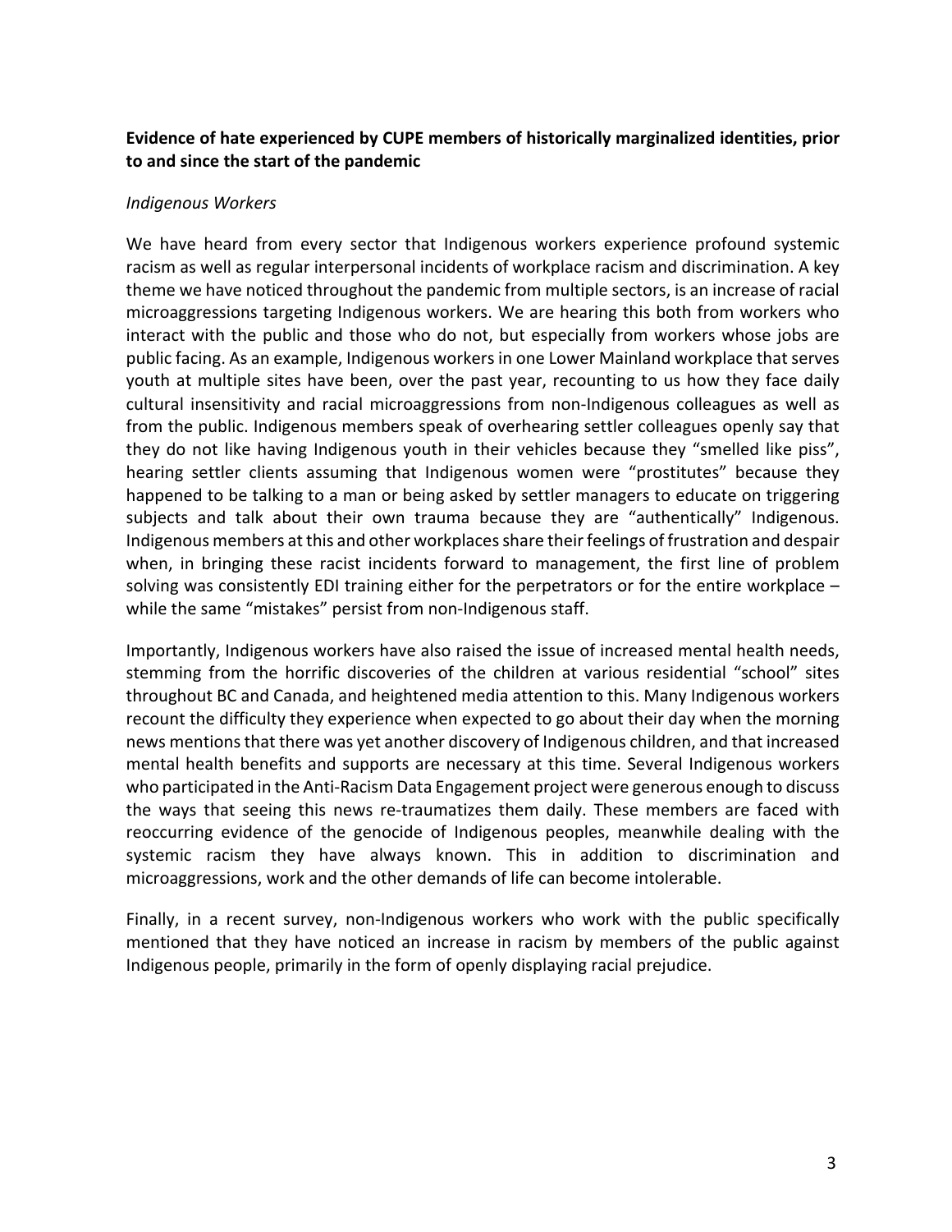**Evidence of hate experienced by CUPE members of historically marginalized identities, prior to and since the start of the pandemic**

*Indigenous Workers*

We have heard from every sector that Indigenous workers experience profound systemic racism as well as regular interpersonal incidents of workplace racism and discrimination. A key theme we have noticed throughout the pandemic from multiple sectors, is an increase of racial microaggressions targeting Indigenous workers. We are hearing this both from workers who interact with the public and those who do not, but especially from workers whose jobs are public facing. As an example, Indigenous workers in one Lower Mainland workplace that serves youth at multiple sites have been, over the past year, recounting to us how they face daily cultural insensitivity and racial microaggressions from non-Indigenous colleagues as well as from the public. Indigenous members speak of overhearing settler colleagues openly say that they do not like having Indigenous youth in their vehicles because they "smelled like piss", hearing settler clients assuming that Indigenous women were "prostitutes" because they happened to be talking to a man or being asked by settler managers to educate on triggering subjects and talk about their own trauma because they are "authentically" Indigenous. Indigenous members at this and other workplaces share their feelings of frustration and despair when, in bringing these racist incidents forward to management, the first line of problem solving was consistently EDI training either for the perpetrators or for the entire workplace – while the same "mistakes" persist from non-Indigenous staff.

Importantly, Indigenous workers have also raised the issue of increased mental health needs, stemming from the horrific discoveries of the children at various residential "school" sites throughout BC and Canada, and heightened media attention to this. Many Indigenous workers recount the difficulty they experience when expected to go about their day when the morning news mentions that there was yet another discovery of Indigenous children, and that increased mental health benefits and supports are necessary at this time. Several Indigenous workers who participated in the Anti-Racism Data Engagement project were generous enough to discuss the ways that seeing this news re-traumatizes them daily. These members are faced with reoccurring evidence of the genocide of Indigenous peoples, meanwhile dealing with the systemic racism they have always known. This in addition to discrimination and microaggressions, work and the other demands of life can become intolerable.

Finally, in a recent survey, non-Indigenous workers who work with the public specifically mentioned that they have noticed an increase in racism by members of the public against Indigenous people, primarily in the form of openly displaying racial prejudice.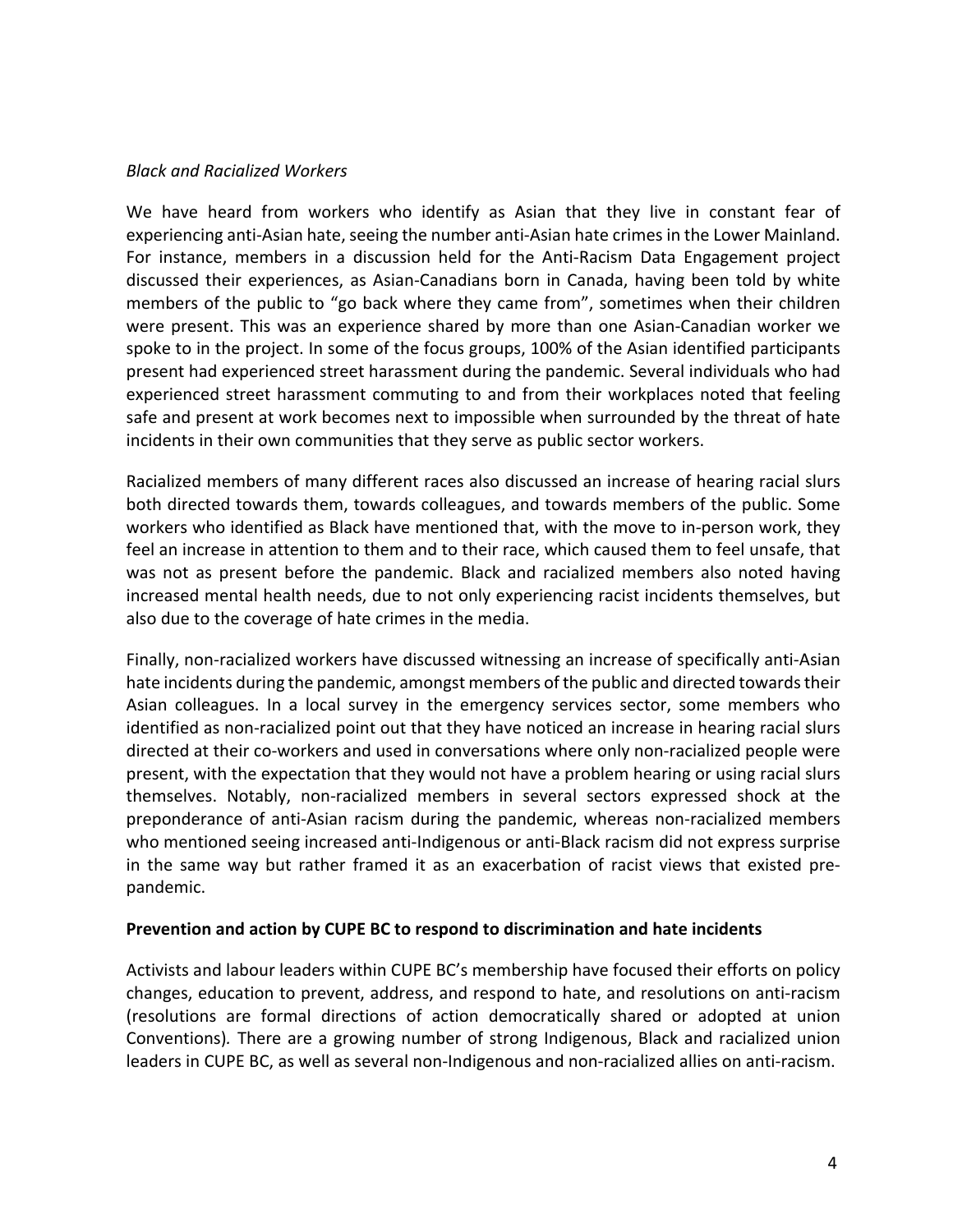*Black and Racialized Workers*

We have heard from workers who identify as Asian that they live in constant fear of experiencing anti-Asian hate, seeing the number anti-Asian hate crimes in the Lower Mainland. For instance, members in a discussion held for the Anti-Racism Data Engagement project discussed their experiences, as Asian-Canadians born in Canada, having been told by white members of the public to "go back where they came from", sometimes when their children were present. This was an experience shared by more than one Asian-Canadian worker we spoke to in the project. In some of the focus groups, 100% of the Asian identified participants present had experienced street harassment during the pandemic. Several individuals who had experienced street harassment commuting to and from their workplaces noted that feeling safe and present at work becomes next to impossible when surrounded by the threat of hate incidents in their own communities that they serve as public sector workers.

Racialized members of many different races also discussed an increase of hearing racial slurs both directed towards them, towards colleagues, and towards members of the public. Some workers who identified as Black have mentioned that, with the move to in-person work, they feel an increase in attention to them and to their race, which caused them to feel unsafe, that was not as present before the pandemic. Black and racialized members also noted having increased mental health needs, due to not only experiencing racist incidents themselves, but also due to the coverage of hate crimes in the media.

Finally, non-racialized workers have discussed witnessing an increase of specifically anti-Asian hate incidents during the pandemic, amongst members of the public and directed towards their Asian colleagues. In a local survey in the emergency services sector, some members who identified as non-racialized point out that they have noticed an increase in hearing racial slurs directed at their co-workers and used in conversations where only non-racialized people were present, with the expectation that they would not have a problem hearing or using racial slurs themselves. Notably, non-racialized members in several sectors expressed shock at the preponderance of anti-Asian racism during the pandemic, whereas non-racialized members who mentioned seeing increased anti-Indigenous or anti-Black racism did not express surprise in the same way but rather framed it as an exacerbation of racist views that existed pre-pandemic.

**Prevention and action by CUPE BC to respond to discrimination and hate incidents**

Activists and labour leaders within CUPE BC's membership have focused their efforts on policy changes, education to prevent, address, and respond to hate, and resolutions on anti-racism (resolutions are formal directions of action democratically shared or adopted at union Conventions). There are a growing number of strong Indigenous, Black and racialized union leaders in CUPE BC, as well as several non-Indigenous and non-racialized allies on anti-racism.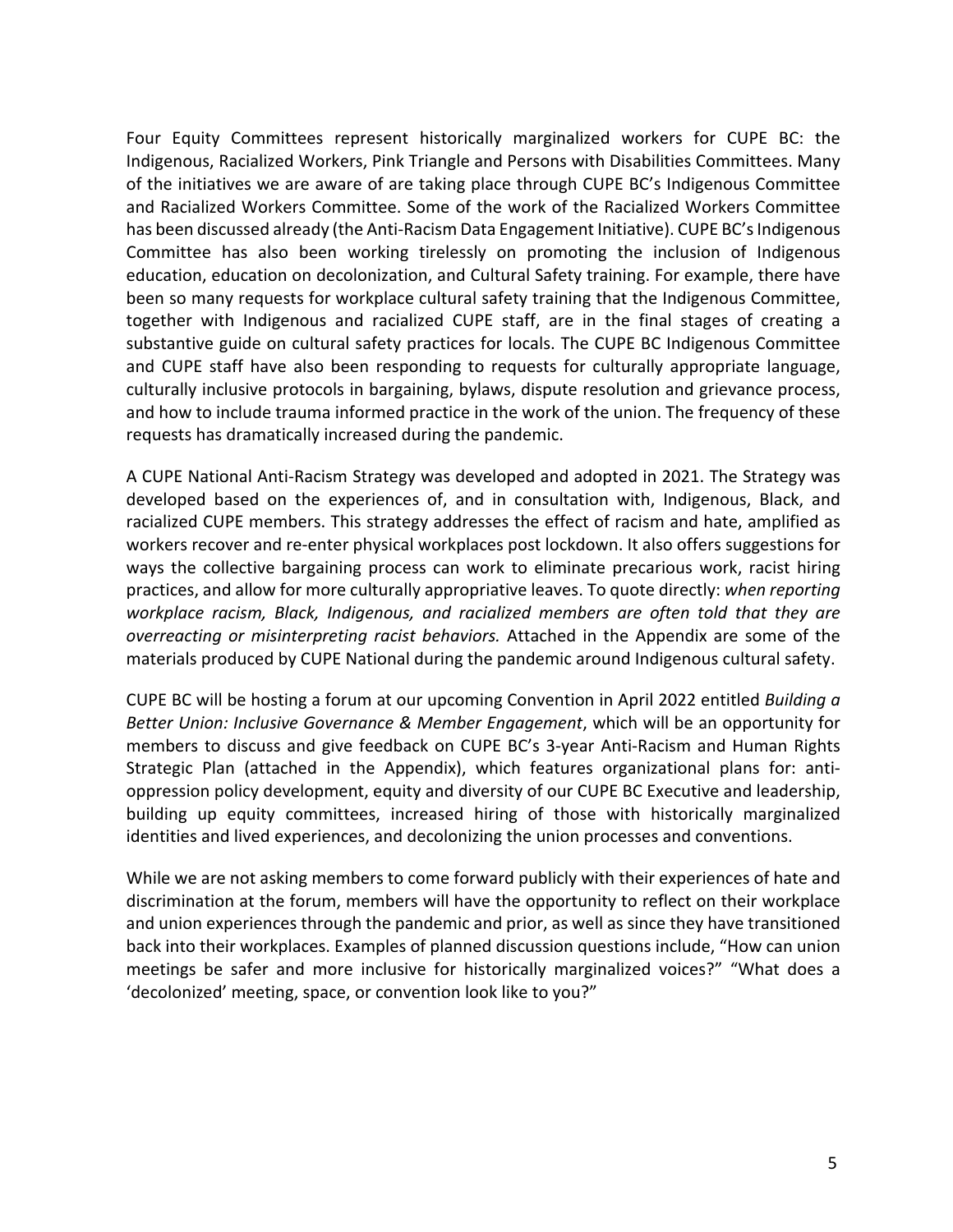Four Equity Committees represent historically marginalized workers for CUPE BC: the Indigenous, Racialized Workers, Pink Triangle and Persons with Disabilities Committees. Many of the initiatives we are aware of are taking place through CUPE BC's Indigenous Committee and Racialized Workers Committee. Some of the work of the Racialized Workers Committee has been discussed already (the Anti-Racism Data Engagement Initiative). CUPE BC's Indigenous Committee has also been working tirelessly on promoting the inclusion of Indigenous education, education on decolonization, and Cultural Safety training. For example, there have been so many requests for workplace cultural safety training that the Indigenous Committee, together with Indigenous and racialized CUPE staff, are in the final stages of creating a substantive guide on cultural safety practices for locals. The CUPE BC Indigenous Committee and CUPE staff have also been responding to requests for culturally appropriate language, culturally inclusive protocols in bargaining, bylaws, dispute resolution and grievance process, and how to include trauma informed practice in the work of the union. The frequency of these requests has dramatically increased during the pandemic.

A CUPE National Anti-Racism Strategy was developed and adopted in 2021. The Strategy was developed based on the experiences of, and in consultation with, Indigenous, Black, and racialized CUPE members. This strategy addresses the effect of racism and hate, amplified as workers recover and re-enter physical workplaces post lockdown. It also offers suggestions for ways the collective bargaining process can work to eliminate precarious work, racist hiring practices, and allow for more culturally appropriative leaves. To quote directly: *when reporting workplace racism, Black, Indigenous, and racialized members are often told that they are overreacting or misinterpreting racist behaviors.* Attached in the Appendix are some of the materials produced by CUPE National during the pandemic around Indigenous cultural safety.

CUPE BC will be hosting a forum at our upcoming Convention in April 2022 entitled *Building a Better Union: Inclusive Governance & Member Engagement*, which will be an opportunity for members to discuss and give feedback on CUPE BC's 3-year Anti-Racism and Human Rights Strategic Plan (attached in the Appendix), which features organizational plans for: anti-oppression policy development, equity and diversity of our CUPE BC Executive and leadership, building up equity committees, increased hiring of those with historically marginalized identities and lived experiences, and decolonizing the union processes and conventions.

While we are not asking members to come forward publicly with their experiences of hate and discrimination at the forum, members will have the opportunity to reflect on their workplace and union experiences through the pandemic and prior, as well as since they have transitioned back into their workplaces. Examples of planned discussion questions include, "How can union meetings be safer and more inclusive for historically marginalized voices?" "What does a 'decolonized' meeting, space, or convention look like to you?"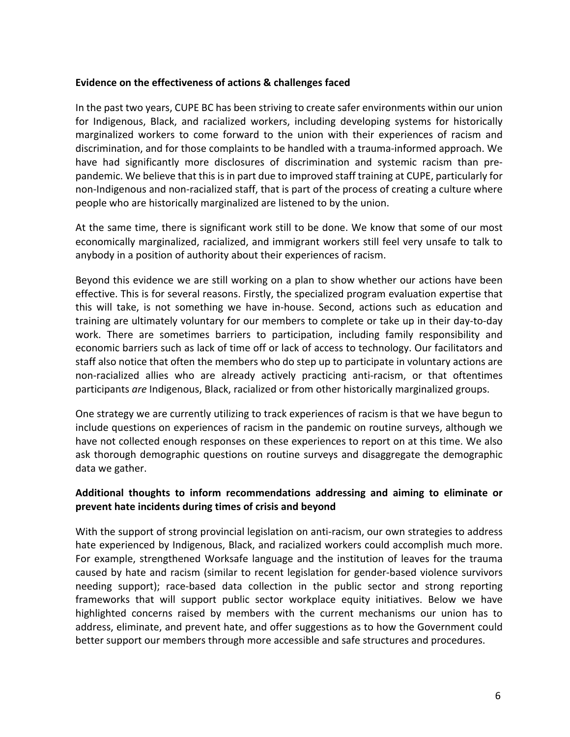**Evidence on the effectiveness of actions & challenges faced**

In the past two years, CUPE BC has been striving to create safer environments within our union for Indigenous, Black, and racialized workers, including developing systems for historically marginalized workers to come forward to the union with their experiences of racism and discrimination, and for those complaints to be handled with a trauma-informed approach. We have had significantly more disclosures of discrimination and systemic racism than pre-pandemic. We believe that this is in part due to improved staff training at CUPE, particularly for non-Indigenous and non-racialized staff, that is part of the process of creating a culture where people who are historically marginalized are listened to by the union.

At the same time, there is significant work still to be done. We know that some of our most economically marginalized, racialized, and immigrant workers still feel very unsafe to talk to anybody in a position of authority about their experiences of racism.

Beyond this evidence we are still working on a plan to show whether our actions have been effective. This is for several reasons. Firstly, the specialized program evaluation expertise that this will take, is not something we have in-house. Second, actions such as education and training are ultimately voluntary for our members to complete or take up in their day-to-day work. There are sometimes barriers to participation, including family responsibility and economic barriers such as lack of time off or lack of access to technology. Our facilitators and staff also notice that often the members who do step up to participate in voluntary actions are non-racialized allies who are already actively practicing anti-racism, or that oftentimes participants *are* Indigenous, Black, racialized or from other historically marginalized groups.

One strategy we are currently utilizing to track experiences of racism is that we have begun to include questions on experiences of racism in the pandemic on routine surveys, although we have not collected enough responses on these experiences to report on at this time. We also ask thorough demographic questions on routine surveys and disaggregate the demographic data we gather.

**Additional thoughts to inform recommendations addressing and aiming to eliminate or prevent hate incidents during times of crisis and beyond**

With the support of strong provincial legislation on anti-racism, our own strategies to address hate experienced by Indigenous, Black, and racialized workers could accomplish much more. For example, strengthened Worksafe language and the institution of leaves for the trauma caused by hate and racism (similar to recent legislation for gender-based violence survivors needing support); race-based data collection in the public sector and strong reporting frameworks that will support public sector workplace equity initiatives. Below we have highlighted concerns raised by members with the current mechanisms our union has to address, eliminate, and prevent hate, and offer suggestions as to how the Government could better support our members through more accessible and safe structures and procedures.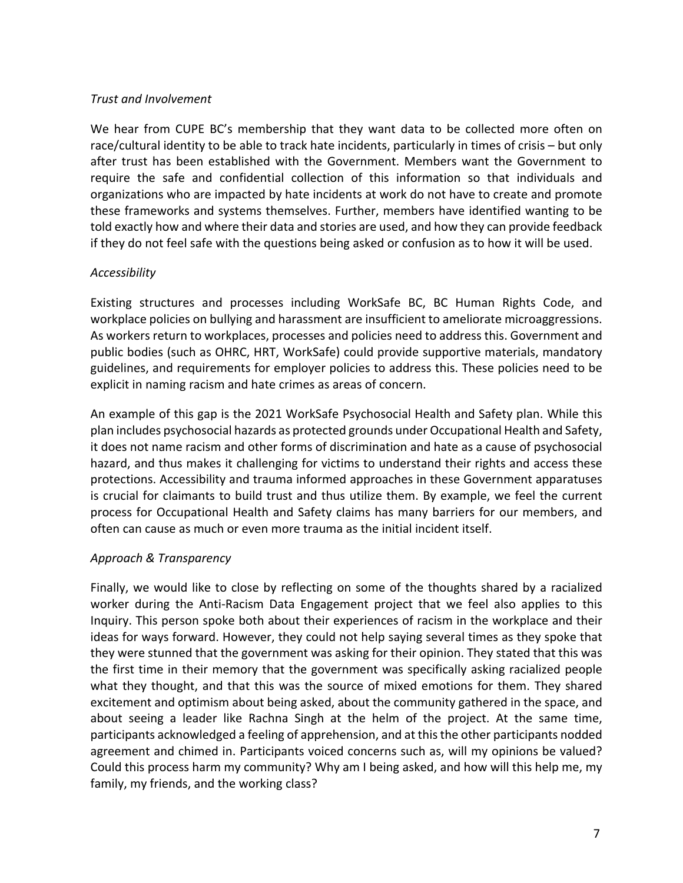*Trust and Involvement*

We hear from CUPE BC's membership that they want data to be collected more often on race/cultural identity to be able to track hate incidents, particularly in times of crisis – but only after trust has been established with the Government. Members want the Government to require the safe and confidential collection of this information so that individuals and organizations who are impacted by hate incidents at work do not have to create and promote these frameworks and systems themselves. Further, members have identified wanting to be told exactly how and where their data and stories are used, and how they can provide feedback if they do not feel safe with the questions being asked or confusion as to how it will be used.

*Accessibility*

Existing structures and processes including WorkSafe BC, BC Human Rights Code, and workplace policies on bullying and harassment are insufficient to ameliorate microaggressions. As workers return to workplaces, processes and policies need to address this. Government and public bodies (such as OHRC, HRT, WorkSafe) could provide supportive materials, mandatory guidelines, and requirements for employer policies to address this. These policies need to be explicit in naming racism and hate crimes as areas of concern.

An example of this gap is the 2021 WorkSafe Psychosocial Health and Safety plan. While this plan includes psychosocial hazards as protected grounds under Occupational Health and Safety, it does not name racism and other forms of discrimination and hate as a cause of psychosocial hazard, and thus makes it challenging for victims to understand their rights and access these protections. Accessibility and trauma informed approaches in these Government apparatuses is crucial for claimants to build trust and thus utilize them. By example, we feel the current process for Occupational Health and Safety claims has many barriers for our members, and often can cause as much or even more trauma as the initial incident itself.

*Approach & Transparency*

Finally, we would like to close by reflecting on some of the thoughts shared by a racialized worker during the Anti-Racism Data Engagement project that we feel also applies to this Inquiry. This person spoke both about their experiences of racism in the workplace and their ideas for ways forward. However, they could not help saying several times as they spoke that they were stunned that the government was asking for their opinion. They stated that this was the first time in their memory that the government was specifically asking racialized people what they thought, and that this was the source of mixed emotions for them. They shared excitement and optimism about being asked, about the community gathered in the space, and about seeing a leader like Rachna Singh at the helm of the project. At the same time, participants acknowledged a feeling of apprehension, and at this the other participants nodded agreement and chimed in. Participants voiced concerns such as, will my opinions be valued? Could this process harm my community? Why am I being asked, and how will this help me, my family, my friends, and the working class?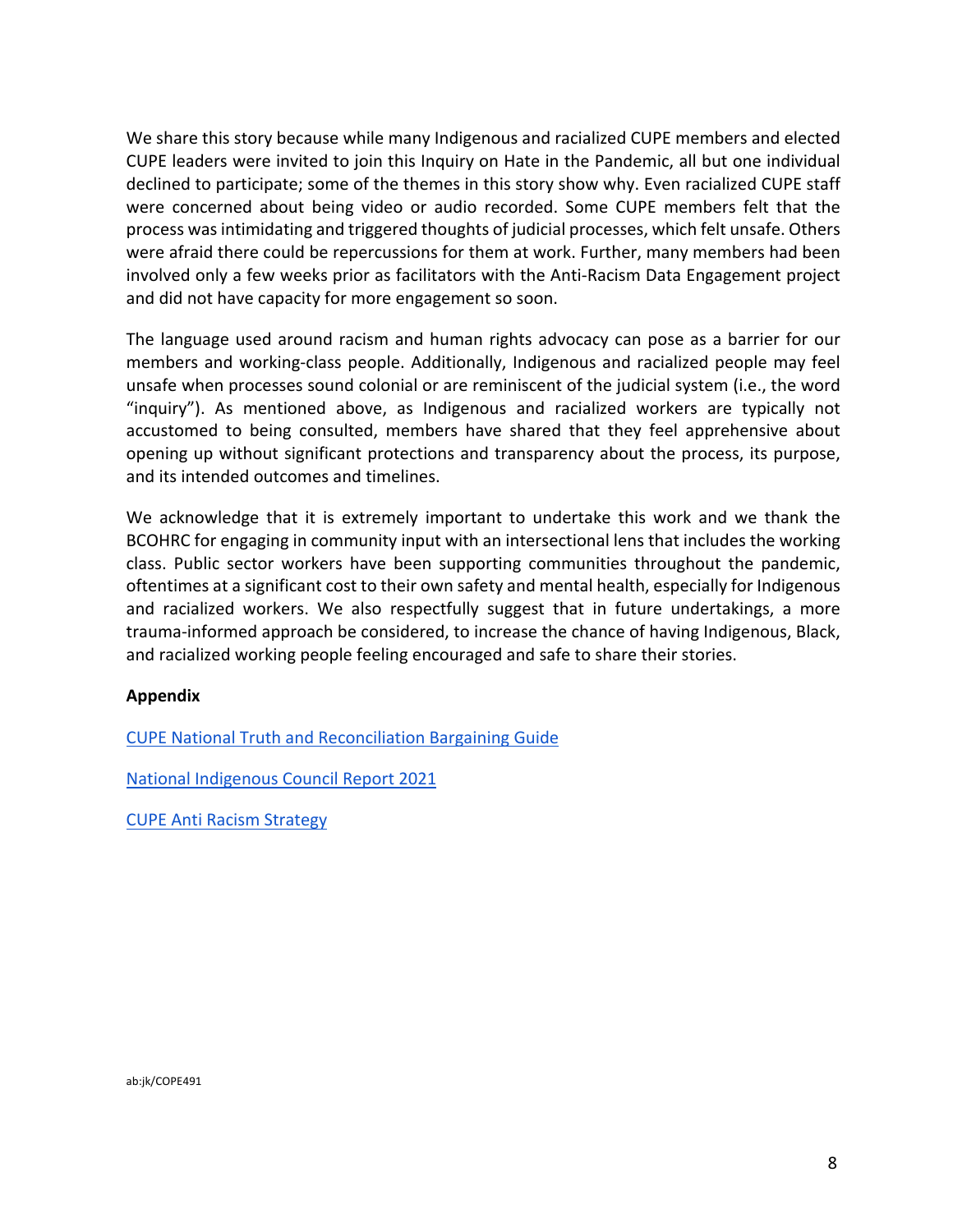We share this story because while many Indigenous and racialized CUPE members and elected CUPE leaders were invited to join this Inquiry on Hate in the Pandemic, all but one individual declined to participate; some of the themes in this story show why. Even racialized CUPE staff were concerned about being video or audio recorded. Some CUPE members felt that the process was intimidating and triggered thoughts of judicial processes, which felt unsafe. Others were afraid there could be repercussions for them at work. Further, many members had been involved only a few weeks prior as facilitators with the Anti-Racism Data Engagement project and did not have capacity for more engagement so soon.

The language used around racism and human rights advocacy can pose as a barrier for our members and working-class people. Additionally, Indigenous and racialized people may feel unsafe when processes sound colonial or are reminiscent of the judicial system (i.e., the word "inquiry"). As mentioned above, as Indigenous and racialized workers are typically not accustomed to being consulted, members have shared that they feel apprehensive about opening up without significant protections and transparency about the process, its purpose, and its intended outcomes and timelines.

We acknowledge that it is extremely important to undertake this work and we thank the BCOHRC for engaging in community input with an intersectional lens that includes the working class. Public sector workers have been supporting communities throughout the pandemic, oftentimes at a significant cost to their own safety and mental health, especially for Indigenous and racialized workers. We also respectfully suggest that in future undertakings, a more trauma-informed approach be considered, to increase the chance of having Indigenous, Black, and racialized working people feeling encouraged and safe to share their stories.

**Appendix**

CUPE National Truth and Reconciliation Bargaining Guide

National Indigenous Council Report 2021

CUPE Anti Racism Strategy

ab:jk/COPE491